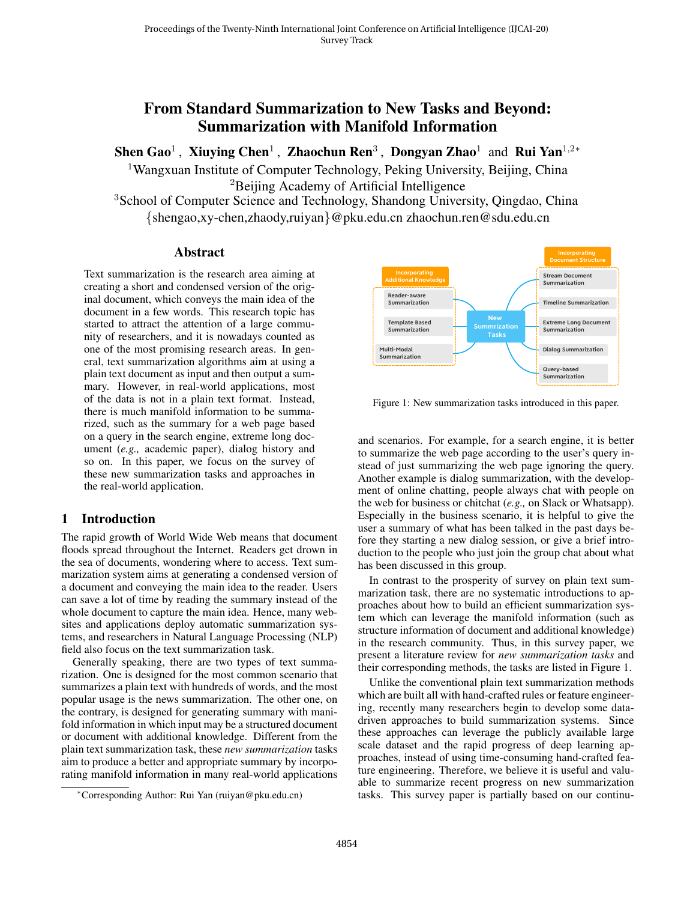# From Standard Summarization to New Tasks and Beyond: Summarization with Manifold Information

**Shen Gao**[1] , **Xiuying Chen**[1] , **Zhaochun Ren**[3] , **Dongyan Zhao**[1] and **Rui Yan**[1,2∗]

[1]Wangxuan Institute of Computer Technology, Peking University, Beijing, China
[2]Beijing Academy of Artificial Intelligence
[3]School of Computer Science and Technology, Shandong University, Qingdao, China
{shengao,xy-chen,zhaody,ruiyan}@pku.edu.cn zhaochun.ren@sdu.edu.cn

## Abstract

Text summarization is the research area aiming at creating a short and condensed version of the original document, which conveys the main idea of the document in a few words. This research topic has started to attract the attention of a large community of researchers, and it is nowadays counted as one of the most promising research areas. In general, text summarization algorithms aim at using a plain text document as input and then output a summary. However, in real-world applications, most of the data is not in a plain text format. Instead, there is much manifold information to be summarized, such as the summary for a web page based on a query in the search engine, extreme long document (*e.g.,* academic paper), dialog history and so on. In this paper, we focus on the survey of these new summarization tasks and approaches in the real-world application.

## 1 Introduction

The rapid growth of World Wide Web means that document floods spread throughout the Internet. Readers get drown in the sea of documents, wondering where to access. Text summarization system aims at generating a condensed version of a document and conveying the main idea to the reader. Users can save a lot of time by reading the summary instead of the whole document to capture the main idea. Hence, many websites and applications deploy automatic summarization systems, and researchers in Natural Language Processing (NLP) field also focus on the text summarization task.

Generally speaking, there are two types of text summarization. One is designed for the most common scenario that summarizes a plain text with hundreds of words, and the most popular usage is the news summarization. The other one, on the contrary, is designed for generating summary with manifold information in which input may be a structured document or document with additional knowledge. Different from the plain text summarization task, these *new summarization* tasks aim to produce a better and appropriate summary by incorporating manifold information in many real-world applications and scenarios. For example, for a search engine, it is better to summarize the web page according to the user's query instead of just summarizing the web page ignoring the query. Another example is dialog summarization, with the development of online chatting, people always chat with people on the web for business or chitchat (*e.g.,* on Slack or Whatsapp). Especially in the business scenario, it is helpful to give the user a summary of what has been talked in the past days before they starting a new dialog session, or give a brief introduction to the people who just join the group chat about what has been discussed in this group.

Incorporating Additional Knowledge: Reader-aware Summarization; Template Based Summarization; Multi-Modal Summarization

New Summrization Tasks

Incorporating Document Structure: Stream Document Summarization; Timeline Summarization; Extreme Long Document Summarization; Dialog Summarization; Query-based Summarization

Figure 1: New summarization tasks introduced in this paper.

In contrast to the prosperity of survey on plain text summarization task, there are no systematic introductions to approaches about how to build an efficient summarization system which can leverage the manifold information (such as structure information of document and additional knowledge) in the research community. Thus, in this survey paper, we present a literature review for *new summarization tasks* and their corresponding methods, the tasks are listed in Figure 1.

Unlike the conventional plain text summarization methods which are built all with hand-crafted rules or feature engineering, recently many researchers begin to develop some data-driven approaches to build summarization systems. Since these approaches can leverage the publicly available large scale dataset and the rapid progress of deep learning approaches, instead of using time-consuming hand-crafted feature engineering. Therefore, we believe it is useful and valuable to summarize recent progress on new summarization tasks. This survey paper is partially based on our continu-

∗Corresponding Author: Rui Yan (ruiyan@pku.edu.cn)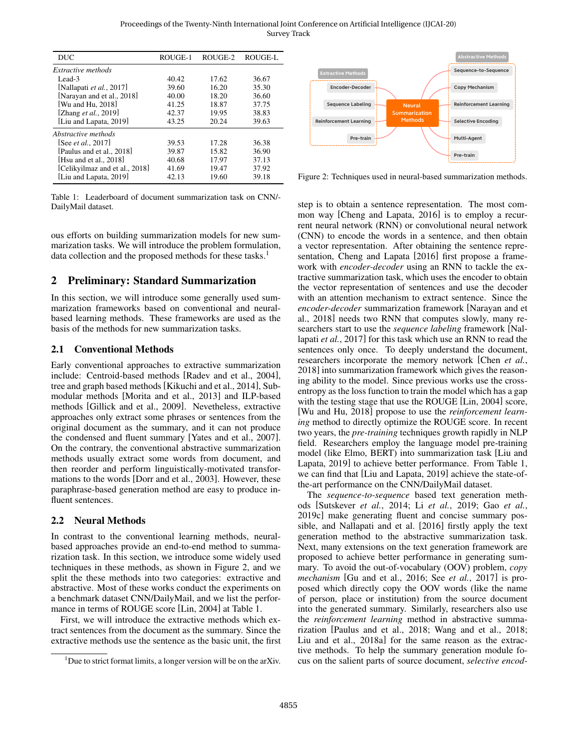| DUC | ROUGE-1 | ROUGE-2 | ROUGE-L |
|---|---|---|---|
| *Extractive methods* | | | |
| Lead-3 | 40.42 | 17.62 | 36.67 |
| [Nallapati *et al.*, 2017] | 39.60 | 16.20 | 35.30 |
| [Narayan and et al., 2018] | 40.00 | 18.20 | 36.60 |
| [Wu and Hu, 2018] | 41.25 | 18.87 | 37.75 |
| [Zhang *et al.*, 2019] | 42.37 | 19.95 | 38.83 |
| [Liu and Lapata, 2019] | 43.25 | 20.24 | 39.63 |
| *Abstractive methods* | | | |
| [See *et al.*, 2017] | 39.53 | 17.28 | 36.38 |
| [Paulus and et al., 2018] | 39.87 | 15.82 | 36.90 |
| [Hsu and et al., 2018] | 40.68 | 17.97 | 37.13 |
| [Celikyilmaz and et al., 2018] | 41.69 | 19.47 | 37.92 |
| [Liu and Lapata, 2019] | 42.13 | 19.60 | 39.18 |

Table 1: Leaderboard of document summarization task on CNN/-DailyMail dataset.

ous efforts on building summarization models for new summarization tasks. We will introduce the problem formulation, data collection and the proposed methods for these tasks.[1]

## 2 Preliminary: Standard Summarization

In this section, we will introduce some generally used summarization frameworks based on conventional and neural-based learning methods. These frameworks are used as the basis of the methods for new summarization tasks.

### 2.1 Conventional Methods

Early conventional approaches to extractive summarization include: Centroid-based methods [Radev and et al., 2004], tree and graph based methods [Kikuchi and et al., 2014], Submodular methods [Morita and et al., 2013] and ILP-based methods [Gillick and et al., 2009]. Nevetheless, extractive approaches only extract some phrases or sentences from the original document as the summary, and it can not produce the condensed and fluent summary [Yates and et al., 2007]. On the contrary, the conventional abstractive summarization methods usually extract some words from document, and then reorder and perform linguistically-motivated transformations to the words [Dorr and et al., 2003]. However, these paraphrase-based generation method are easy to produce influent sentences.

### 2.2 Neural Methods

In contrast to the conventional learning methods, neural-based approaches provide an end-to-end method to summarization task. In this section, we introduce some widely used techniques in these methods, as shown in Figure 2, and we split the these methods into two categories: extractive and abstractive. Most of these works conduct the experiments on a benchmark dataset CNN/DailyMail, and we list the performance in terms of ROUGE score [Lin, 2004] at Table 1.

First, we will introduce the extractive methods which extract sentences from the document as the summary. Since the extractive methods use the sentence as the basic unit, the first

[1] Due to strict format limits, a longer version will be on the arXiv.

Figure 2: Techniques used in neural-based summarization methods.

step is to obtain a sentence representation. The most common way [Cheng and Lapata, 2016] is to employ a recurrent neural network (RNN) or convolutional neural network (CNN) to encode the words in a sentence, and then obtain a vector representation. After obtaining the sentence representation, Cheng and Lapata [2016] first propose a framework with *encoder-decoder* using an RNN to tackle the extractive summarization task, which uses the encoder to obtain the vector representation of sentences and use the decoder with an attention mechanism to extract sentence. Since the *encoder-decoder* summarization framework [Narayan and et al., 2018] needs two RNN that computes slowly, many researchers start to use the *sequence labeling* framework [Nallapati *et al.*, 2017] for this task which use an RNN to read the sentences only once. To deeply understand the document, researchers incorporate the memory network [Chen *et al.*, 2018] into summarization framework which gives the reasoning ability to the model. Since previous works use the cross-entropy as the loss function to train the model which has a gap with the testing stage that use the ROUGE [Lin, 2004] score, [Wu and Hu, 2018] propose to use the *reinforcement learning* method to directly optimize the ROUGE score. In recent two years, the *pre-training* techniques growth rapidly in NLP field. Researchers employ the language model pre-training model (like Elmo, BERT) into summarization task [Liu and Lapata, 2019] to achieve better performance. From Table 1, we can find that [Liu and Lapata, 2019] achieve the state-of-the-art performance on the CNN/DailyMail dataset.

The *sequence-to-sequence* based text generation methods [Sutskever *et al.*, 2014; Li *et al.*, 2019; Gao *et al.*, 2019c] make generating fluent and concise summary possible, and Nallapati and et al. [2016] firstly apply the text generation method to the abstractive summarization task. Next, many extensions on the text generation framework are proposed to achieve better performance in generating summary. To avoid the out-of-vocabulary (OOV) problem, *copy mechanism* [Gu and et al., 2016; See *et al.*, 2017] is proposed which directly copy the OOV words (like the name of person, place or institution) from the source document into the generated summary. Similarly, researchers also use the *reinforcement learning* method in abstractive summarization [Paulus and et al., 2018; Wang and et al., 2018; Liu and et al., 2018a] for the same reason as the extractive methods. To help the summary generation module focus on the salient parts of source document, *selective encod-*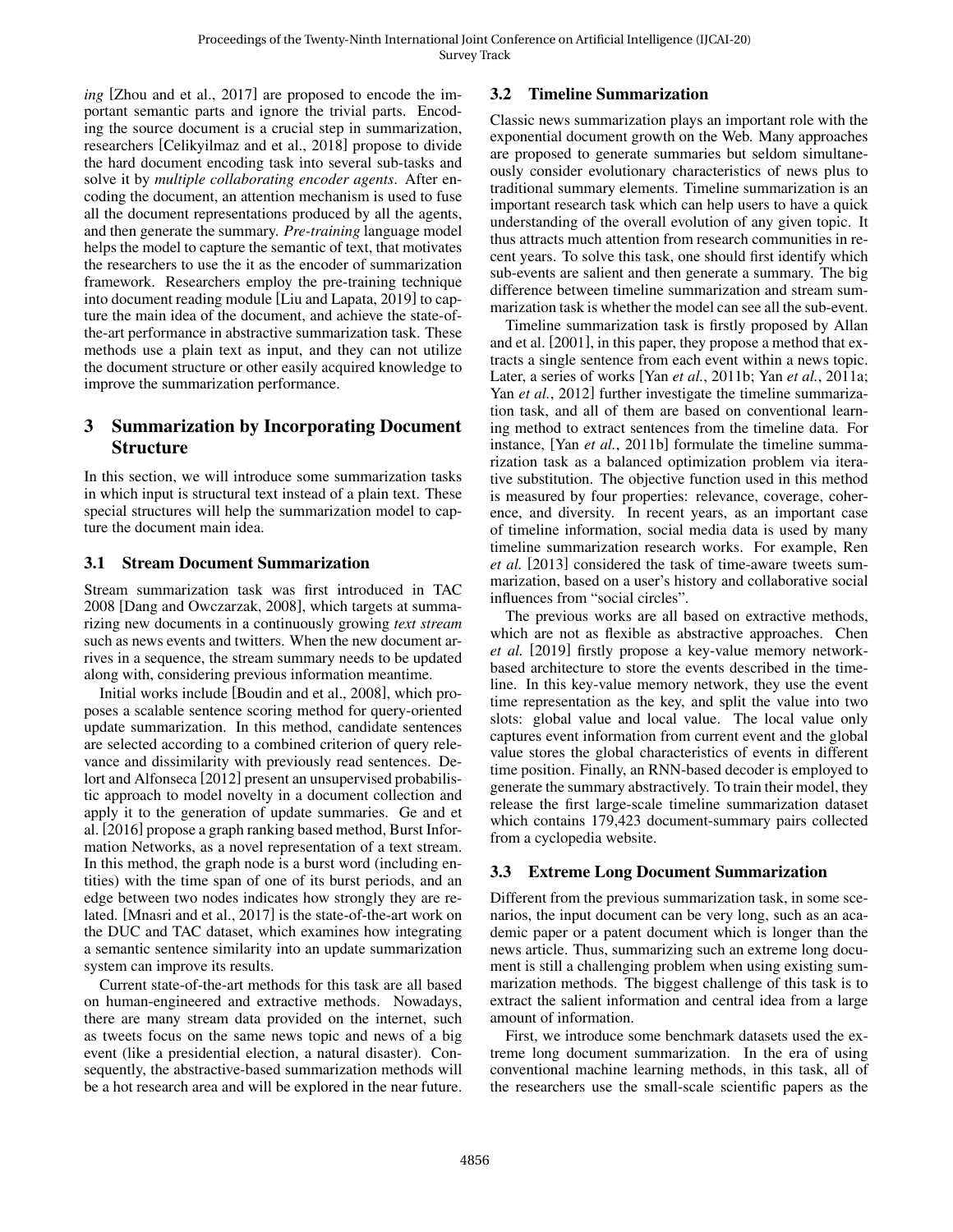*ing* [Zhou and et al., 2017] are proposed to encode the important semantic parts and ignore the trivial parts. Encoding the source document is a crucial step in summarization, researchers [Celikyilmaz and et al., 2018] propose to divide the hard document encoding task into several sub-tasks and solve it by *multiple collaborating encoder agents*. After encoding the document, an attention mechanism is used to fuse all the document representations produced by all the agents, and then generate the summary. *Pre-training* language model helps the model to capture the semantic of text, that motivates the researchers to use the it as the encoder of summarization framework. Researchers employ the pre-training technique into document reading module [Liu and Lapata, 2019] to capture the main idea of the document, and achieve the state-of-the-art performance in abstractive summarization task. These methods use a plain text as input, and they can not utilize the document structure or other easily acquired knowledge to improve the summarization performance.

# 3 Summarization by Incorporating Document Structure

In this section, we will introduce some summarization tasks in which input is structural text instead of a plain text. These special structures will help the summarization model to capture the document main idea.

## 3.1 Stream Document Summarization

Stream summarization task was first introduced in TAC 2008 [Dang and Owczarzak, 2008], which targets at summarizing new documents in a continuously growing *text stream* such as news events and twitters. When the new document arrives in a sequence, the stream summary needs to be updated along with, considering previous information meantime.

Initial works include [Boudin and et al., 2008], which proposes a scalable sentence scoring method for query-oriented update summarization. In this method, candidate sentences are selected according to a combined criterion of query relevance and dissimilarity with previously read sentences. Delort and Alfonseca [2012] present an unsupervised probabilistic approach to model novelty in a document collection and apply it to the generation of update summaries. Ge and et al. [2016] propose a graph ranking based method, Burst Information Networks, as a novel representation of a text stream. In this method, the graph node is a burst word (including entities) with the time span of one of its burst periods, and an edge between two nodes indicates how strongly they are related. [Mnasri and et al., 2017] is the state-of-the-art work on the DUC and TAC dataset, which examines how integrating a semantic sentence similarity into an update summarization system can improve its results.

Current state-of-the-art methods for this task are all based on human-engineered and extractive methods. Nowadays, there are many stream data provided on the internet, such as tweets focus on the same news topic and news of a big event (like a presidential election, a natural disaster). Consequently, the abstractive-based summarization methods will be a hot research area and will be explored in the near future.

## 3.2 Timeline Summarization

Classic news summarization plays an important role with the exponential document growth on the Web. Many approaches are proposed to generate summaries but seldom simultaneously consider evolutionary characteristics of news plus to traditional summary elements. Timeline summarization is an important research task which can help users to have a quick understanding of the overall evolution of any given topic. It thus attracts much attention from research communities in recent years. To solve this task, one should first identify which sub-events are salient and then generate a summary. The big difference between timeline summarization and stream summarization task is whether the model can see all the sub-event.

Timeline summarization task is firstly proposed by Allan and et al. [2001], in this paper, they propose a method that extracts a single sentence from each event within a news topic. Later, a series of works [Yan *et al.*, 2011b; Yan *et al.*, 2011a; Yan *et al.*, 2012] further investigate the timeline summarization task, and all of them are based on conventional learning method to extract sentences from the timeline data. For instance, [Yan *et al.*, 2011b] formulate the timeline summarization task as a balanced optimization problem via iterative substitution. The objective function used in this method is measured by four properties: relevance, coverage, coherence, and diversity. In recent years, as an important case of timeline information, social media data is used by many timeline summarization research works. For example, Ren *et al.* [2013] considered the task of time-aware tweets summarization, based on a user's history and collaborative social influences from "social circles".

The previous works are all based on extractive methods, which are not as flexible as abstractive approaches. Chen *et al.* [2019] firstly propose a key-value memory network-based architecture to store the events described in the timeline. In this key-value memory network, they use the event time representation as the key, and split the value into two slots: global value and local value. The local value only captures event information from current event and the global value stores the global characteristics of events in different time position. Finally, an RNN-based decoder is employed to generate the summary abstractively. To train their model, they release the first large-scale timeline summarization dataset which contains 179,423 document-summary pairs collected from a cyclopedia website.

## 3.3 Extreme Long Document Summarization

Different from the previous summarization task, in some scenarios, the input document can be very long, such as an academic paper or a patent document which is longer than the news article. Thus, summarizing such an extreme long document is still a challenging problem when using existing summarization methods. The biggest challenge of this task is to extract the salient information and central idea from a large amount of information.

First, we introduce some benchmark datasets used the extreme long document summarization. In the era of using conventional machine learning methods, in this task, all of the researchers use the small-scale scientific papers as the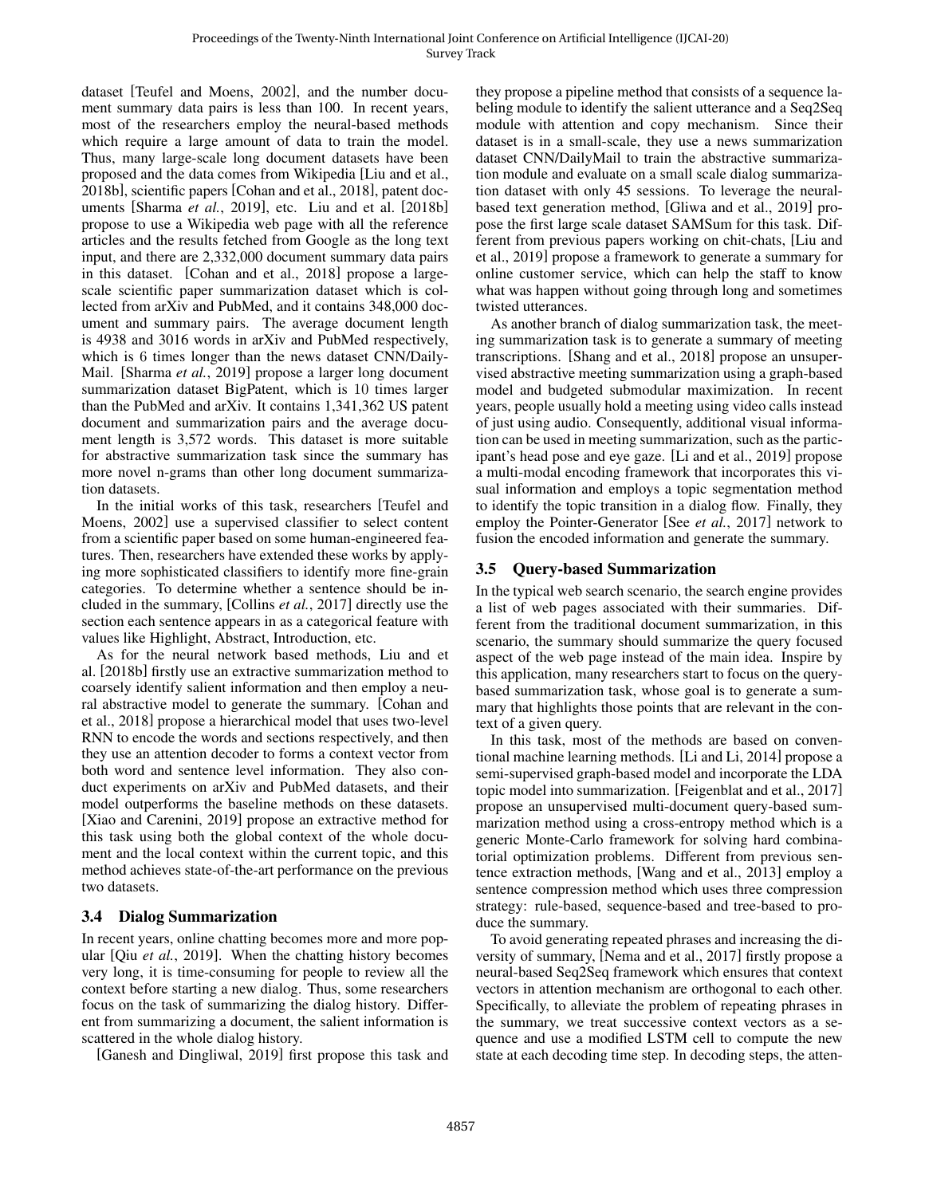dataset [Teufel and Moens, 2002], and the number document summary data pairs is less than 100. In recent years, most of the researchers employ the neural-based methods which require a large amount of data to train the model. Thus, many large-scale long document datasets have been proposed and the data comes from Wikipedia [Liu and et al., 2018b], scientific papers [Cohan and et al., 2018], patent documents [Sharma *et al.*, 2019], etc. Liu and et al. [2018b] propose to use a Wikipedia web page with all the reference articles and the results fetched from Google as the long text input, and there are 2,332,000 document summary data pairs in this dataset. [Cohan and et al., 2018] propose a large-scale scientific paper summarization dataset which is collected from arXiv and PubMed, and it contains 348,000 document and summary pairs. The average document length is 4938 and 3016 words in arXiv and PubMed respectively, which is 6 times longer than the news dataset CNN/Daily-Mail. [Sharma *et al.*, 2019] propose a larger long document summarization dataset BigPatent, which is 10 times larger than the PubMed and arXiv. It contains 1,341,362 US patent document and summarization pairs and the average document length is 3,572 words. This dataset is more suitable for abstractive summarization task since the summary has more novel n-grams than other long document summarization datasets.

In the initial works of this task, researchers [Teufel and Moens, 2002] use a supervised classifier to select content from a scientific paper based on some human-engineered features. Then, researchers have extended these works by applying more sophisticated classifiers to identify more fine-grain categories. To determine whether a sentence should be included in the summary, [Collins *et al.*, 2017] directly use the section each sentence appears in as a categorical feature with values like Highlight, Abstract, Introduction, etc.

As for the neural network based methods, Liu and et al. [2018b] firstly use an extractive summarization method to coarsely identify salient information and then employ a neural abstractive model to generate the summary. [Cohan and et al., 2018] propose a hierarchical model that uses two-level RNN to encode the words and sections respectively, and then they use an attention decoder to forms a context vector from both word and sentence level information. They also conduct experiments on arXiv and PubMed datasets, and their model outperforms the baseline methods on these datasets. [Xiao and Carenini, 2019] propose an extractive method for this task using both the global context of the whole document and the local context within the current topic, and this method achieves state-of-the-art performance on the previous two datasets.

### 3.4 Dialog Summarization

In recent years, online chatting becomes more and more popular [Qiu *et al.*, 2019]. When the chatting history becomes very long, it is time-consuming for people to review all the context before starting a new dialog. Thus, some researchers focus on the task of summarizing the dialog history. Different from summarizing a document, the salient information is scattered in the whole dialog history.

[Ganesh and Dingliwal, 2019] first propose this task and they propose a pipeline method that consists of a sequence labeling module to identify the salient utterance and a Seq2Seq module with attention and copy mechanism. Since their dataset is in a small-scale, they use a news summarization dataset CNN/DailyMail to train the abstractive summarization module and evaluate on a small scale dialog summarization dataset with only 45 sessions. To leverage the neural-based text generation method, [Gliwa and et al., 2019] propose the first large scale dataset SAMSum for this task. Different from previous papers working on chit-chats, [Liu and et al., 2019] propose a framework to generate a summary for online customer service, which can help the staff to know what was happen without going through long and sometimes twisted utterances.

As another branch of dialog summarization task, the meeting summarization task is to generate a summary of meeting transcriptions. [Shang and et al., 2018] propose an unsupervised abstractive meeting summarization using a graph-based model and budgeted submodular maximization. In recent years, people usually hold a meeting using video calls instead of just using audio. Consequently, additional visual information can be used in meeting summarization, such as the participant's head pose and eye gaze. [Li and et al., 2019] propose a multi-modal encoding framework that incorporates this visual information and employs a topic segmentation method to identify the topic transition in a dialog flow. Finally, they employ the Pointer-Generator [See *et al.*, 2017] network to fusion the encoded information and generate the summary.

### 3.5 Query-based Summarization

In the typical web search scenario, the search engine provides a list of web pages associated with their summaries. Different from the traditional document summarization, in this scenario, the summary should summarize the query focused aspect of the web page instead of the main idea. Inspire by this application, many researchers start to focus on the query-based summarization task, whose goal is to generate a summary that highlights those points that are relevant in the context of a given query.

In this task, most of the methods are based on conventional machine learning methods. [Li and Li, 2014] propose a semi-supervised graph-based model and incorporate the LDA topic model into summarization. [Feigenblat and et al., 2017] propose an unsupervised multi-document query-based summarization method using a cross-entropy method which is a generic Monte-Carlo framework for solving hard combinatorial optimization problems. Different from previous sentence extraction methods, [Wang and et al., 2013] employ a sentence compression method which uses three compression strategy: rule-based, sequence-based and tree-based to produce the summary.

To avoid generating repeated phrases and increasing the diversity of summary, [Nema and et al., 2017] firstly propose a neural-based Seq2Seq framework which ensures that context vectors in attention mechanism are orthogonal to each other. Specifically, to alleviate the problem of repeating phrases in the summary, we treat successive context vectors as a sequence and use a modified LSTM cell to compute the new state at each decoding time step. In decoding steps, the atten-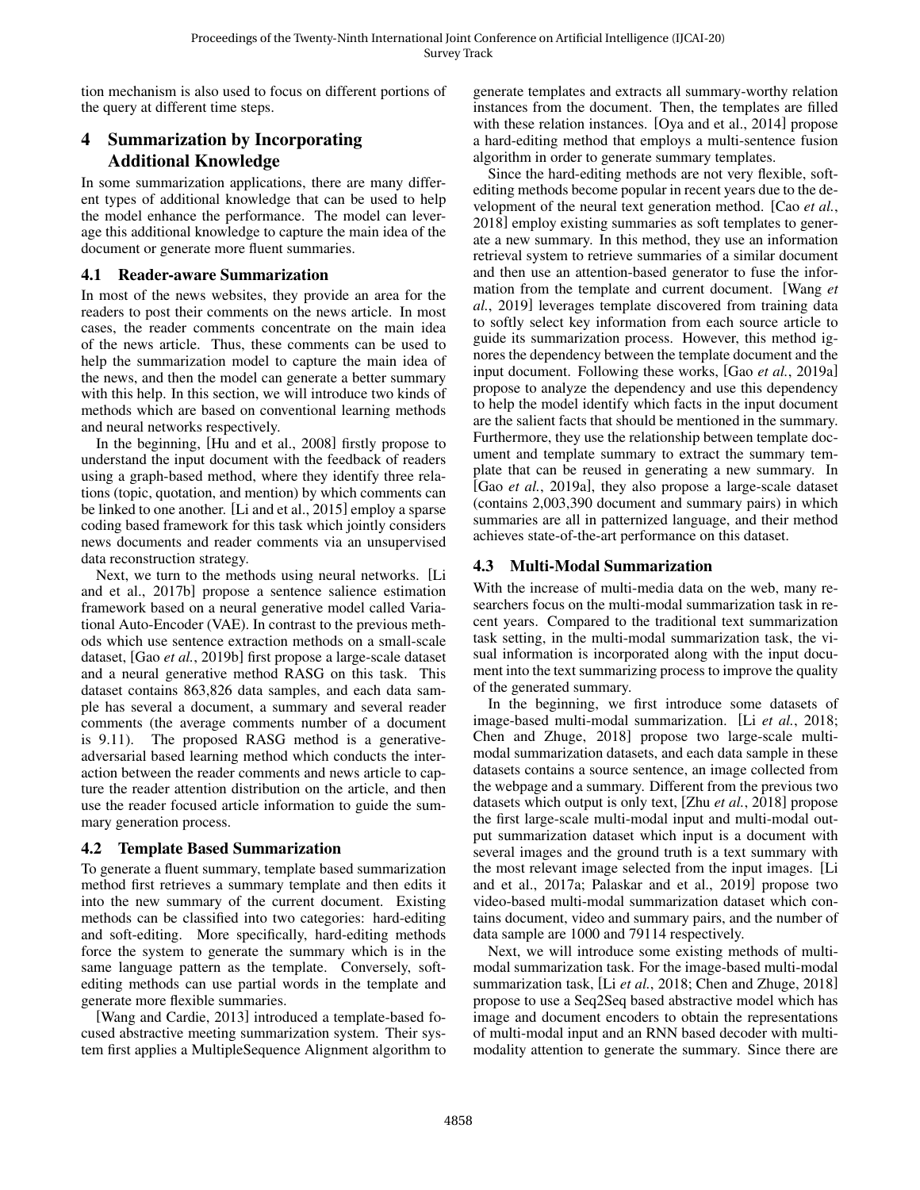tion mechanism is also used to focus on different portions of the query at different time steps.

## 4 Summarization by Incorporating Additional Knowledge

In some summarization applications, there are many different types of additional knowledge that can be used to help the model enhance the performance. The model can leverage this additional knowledge to capture the main idea of the document or generate more fluent summaries.

### 4.1 Reader-aware Summarization

In most of the news websites, they provide an area for the readers to post their comments on the news article. In most cases, the reader comments concentrate on the main idea of the news article. Thus, these comments can be used to help the summarization model to capture the main idea of the news, and then the model can generate a better summary with this help. In this section, we will introduce two kinds of methods which are based on conventional learning methods and neural networks respectively.

In the beginning, [Hu and et al., 2008] firstly propose to understand the input document with the feedback of readers using a graph-based method, where they identify three relations (topic, quotation, and mention) by which comments can be linked to one another. [Li and et al., 2015] employ a sparse coding based framework for this task which jointly considers news documents and reader comments via an unsupervised data reconstruction strategy.

Next, we turn to the methods using neural networks. [Li and et al., 2017b] propose a sentence salience estimation framework based on a neural generative model called Variational Auto-Encoder (VAE). In contrast to the previous methods which use sentence extraction methods on a small-scale dataset, [Gao *et al.*, 2019b] first propose a large-scale dataset and a neural generative method RASG on this task. This dataset contains 863,826 data samples, and each data sample has several a document, a summary and several reader comments (the average comments number of a document is 9.11). The proposed RASG method is a generative-adversarial based learning method which conducts the interaction between the reader comments and news article to capture the reader attention distribution on the article, and then use the reader focused article information to guide the summary generation process.

### 4.2 Template Based Summarization

To generate a fluent summary, template based summarization method first retrieves a summary template and then edits it into the new summary of the current document. Existing methods can be classified into two categories: hard-editing and soft-editing. More specifically, hard-editing methods force the system to generate the summary which is in the same language pattern as the template. Conversely, soft-editing methods can use partial words in the template and generate more flexible summaries.

[Wang and Cardie, 2013] introduced a template-based focused abstractive meeting summarization system. Their system first applies a MultipleSequence Alignment algorithm to generate templates and extracts all summary-worthy relation instances from the document. Then, the templates are filled with these relation instances. [Oya and et al., 2014] propose a hard-editing method that employs a multi-sentence fusion algorithm in order to generate summary templates.

Since the hard-editing methods are not very flexible, soft-editing methods become popular in recent years due to the development of the neural text generation method. [Cao *et al.*, 2018] employ existing summaries as soft templates to generate a new summary. In this method, they use an information retrieval system to retrieve summaries of a similar document and then use an attention-based generator to fuse the information from the template and current document. [Wang *et al.*, 2019] leverages template discovered from training data to softly select key information from each source article to guide its summarization process. However, this method ignores the dependency between the template document and the input document. Following these works, [Gao *et al.*, 2019a] propose to analyze the dependency and use this dependency to help the model identify which facts in the input document are the salient facts that should be mentioned in the summary. Furthermore, they use the relationship between template document and template summary to extract the summary template that can be reused in generating a new summary. In [Gao *et al.*, 2019a], they also propose a large-scale dataset (contains 2,003,390 document and summary pairs) in which summaries are all in patternized language, and their method achieves state-of-the-art performance on this dataset.

### 4.3 Multi-Modal Summarization

With the increase of multi-media data on the web, many researchers focus on the multi-modal summarization task in recent years. Compared to the traditional text summarization task setting, in the multi-modal summarization task, the visual information is incorporated along with the input document into the text summarizing process to improve the quality of the generated summary.

In the beginning, we first introduce some datasets of image-based multi-modal summarization. [Li *et al.*, 2018; Chen and Zhuge, 2018] propose two large-scale multi-modal summarization datasets, and each data sample in these datasets contains a source sentence, an image collected from the webpage and a summary. Different from the previous two datasets which output is only text, [Zhu *et al.*, 2018] propose the first large-scale multi-modal input and multi-modal output summarization dataset which input is a document with several images and the ground truth is a text summary with the most relevant image selected from the input images. [Li and et al., 2017a; Palaskar and et al., 2019] propose two video-based multi-modal summarization dataset which contains document, video and summary pairs, and the number of data sample are 1000 and 79114 respectively.

Next, we will introduce some existing methods of multi-modal summarization task. For the image-based multi-modal summarization task, [Li *et al.*, 2018; Chen and Zhuge, 2018] propose to use a Seq2Seq based abstractive model which has image and document encoders to obtain the representations of multi-modal input and an RNN based decoder with multi-modality attention to generate the summary. Since there are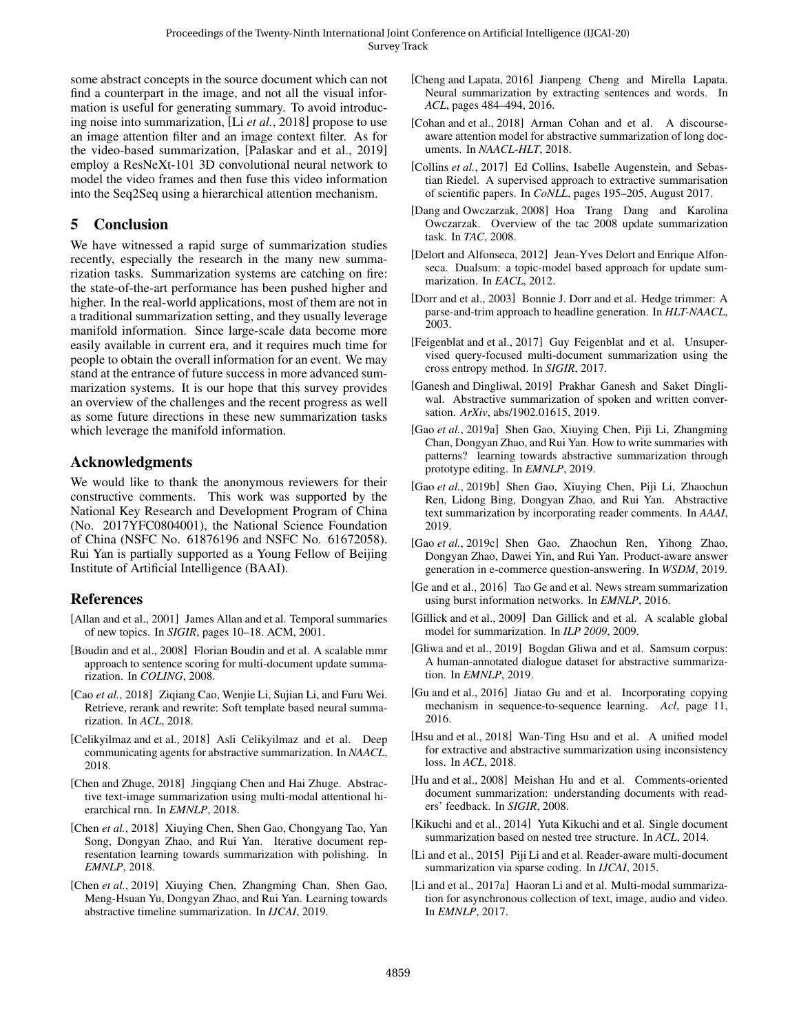some abstract concepts in the source document which can not find a counterpart in the image, and not all the visual information is useful for generating summary. To avoid introducing noise into summarization, [Li *et al.*, 2018] propose to use an image attention filter and an image context filter. As for the video-based summarization, [Palaskar and et al., 2019] employ a ResNeXt-101 3D convolutional neural network to model the video frames and then fuse this video information into the Seq2Seq using a hierarchical attention mechanism.

## 5 Conclusion

We have witnessed a rapid surge of summarization studies recently, especially the research in the many new summarization tasks. Summarization systems are catching on fire: the state-of-the-art performance has been pushed higher and higher. In the real-world applications, most of them are not in a traditional summarization setting, and they usually leverage manifold information. Since large-scale data become more easily available in current era, and it requires much time for people to obtain the overall information for an event. We may stand at the entrance of future success in more advanced summarization systems. It is our hope that this survey provides an overview of the challenges and the recent progress as well as some future directions in these new summarization tasks which leverage the manifold information.

## Acknowledgments

We would like to thank the anonymous reviewers for their constructive comments. This work was supported by the National Key Research and Development Program of China (No. 2017YFC0804001), the National Science Foundation of China (NSFC No. 61876196 and NSFC No. 61672058). Rui Yan is partially supported as a Young Fellow of Beijing Institute of Artificial Intelligence (BAAI).

## References

[Allan and et al., 2001] James Allan and et al. Temporal summaries of new topics. In *SIGIR*, pages 10–18. ACM, 2001.

[Boudin and et al., 2008] Florian Boudin and et al. A scalable mmr approach to sentence scoring for multi-document update summarization. In *COLING*, 2008.

[Cao *et al.*, 2018] Ziqiang Cao, Wenjie Li, Sujian Li, and Furu Wei. Retrieve, rerank and rewrite: Soft template based neural summarization. In *ACL*, 2018.

[Celikyilmaz and et al., 2018] Asli Celikyilmaz and et al. Deep communicating agents for abstractive summarization. In *NAACL*, 2018.

[Chen and Zhuge, 2018] Jingqiang Chen and Hai Zhuge. Abstractive text-image summarization using multi-modal attentional hierarchical rnn. In *EMNLP*, 2018.

[Chen *et al.*, 2018] Xiuying Chen, Shen Gao, Chongyang Tao, Yan Song, Dongyan Zhao, and Rui Yan. Iterative document representation learning towards summarization with polishing. In *EMNLP*, 2018.

[Chen *et al.*, 2019] Xiuying Chen, Zhangming Chan, Shen Gao, Meng-Hsuan Yu, Dongyan Zhao, and Rui Yan. Learning towards abstractive timeline summarization. In *IJCAI*, 2019.

[Cheng and Lapata, 2016] Jianpeng Cheng and Mirella Lapata. Neural summarization by extracting sentences and words. In *ACL*, pages 484–494, 2016.

[Cohan and et al., 2018] Arman Cohan and et al. A discourse-aware attention model for abstractive summarization of long documents. In *NAACL-HLT*, 2018.

[Collins *et al.*, 2017] Ed Collins, Isabelle Augenstein, and Sebastian Riedel. A supervised approach to extractive summarisation of scientific papers. In *CoNLL*, pages 195–205, August 2017.

[Dang and Owczarzak, 2008] Hoa Trang Dang and Karolina Owczarzak. Overview of the tac 2008 update summarization task. In *TAC*, 2008.

[Delort and Alfonseca, 2012] Jean-Yves Delort and Enrique Alfonseca. Dualsum: a topic-model based approach for update summarization. In *EACL*, 2012.

[Dorr and et al., 2003] Bonnie J. Dorr and et al. Hedge trimmer: A parse-and-trim approach to headline generation. In *HLT-NAACL*, 2003.

[Feigenblat and et al., 2017] Guy Feigenblat and et al. Unsupervised query-focused multi-document summarization using the cross entropy method. In *SIGIR*, 2017.

[Ganesh and Dingliwal, 2019] Prakhar Ganesh and Saket Dingliwal. Abstractive summarization of spoken and written conversation. *ArXiv*, abs/1902.01615, 2019.

[Gao *et al.*, 2019a] Shen Gao, Xiuying Chen, Piji Li, Zhangming Chan, Dongyan Zhao, and Rui Yan. How to write summaries with patterns? learning towards abstractive summarization through prototype editing. In *EMNLP*, 2019.

[Gao *et al.*, 2019b] Shen Gao, Xiuying Chen, Piji Li, Zhaochun Ren, Lidong Bing, Dongyan Zhao, and Rui Yan. Abstractive text summarization by incorporating reader comments. In *AAAI*, 2019.

[Gao *et al.*, 2019c] Shen Gao, Zhaochun Ren, Yihong Zhao, Dongyan Zhao, Dawei Yin, and Rui Yan. Product-aware answer generation in e-commerce question-answering. In *WSDM*, 2019.

[Ge and et al., 2016] Tao Ge and et al. News stream summarization using burst information networks. In *EMNLP*, 2016.

[Gillick and et al., 2009] Dan Gillick and et al. A scalable global model for summarization. In *ILP 2009*, 2009.

[Gliwa and et al., 2019] Bogdan Gliwa and et al. Samsum corpus: A human-annotated dialogue dataset for abstractive summarization. In *EMNLP*, 2019.

[Gu and et al., 2016] Jiatao Gu and et al. Incorporating copying mechanism in sequence-to-sequence learning. *Acl*, page 11, 2016.

[Hsu and et al., 2018] Wan-Ting Hsu and et al. A unified model for extractive and abstractive summarization using inconsistency loss. In *ACL*, 2018.

[Hu and et al., 2008] Meishan Hu and et al. Comments-oriented document summarization: understanding documents with readers' feedback. In *SIGIR*, 2008.

[Kikuchi and et al., 2014] Yuta Kikuchi and et al. Single document summarization based on nested tree structure. In *ACL*, 2014.

[Li and et al., 2015] Piji Li and et al. Reader-aware multi-document summarization via sparse coding. In *IJCAI*, 2015.

[Li and et al., 2017a] Haoran Li and et al. Multi-modal summarization for asynchronous collection of text, image, audio and video. In *EMNLP*, 2017.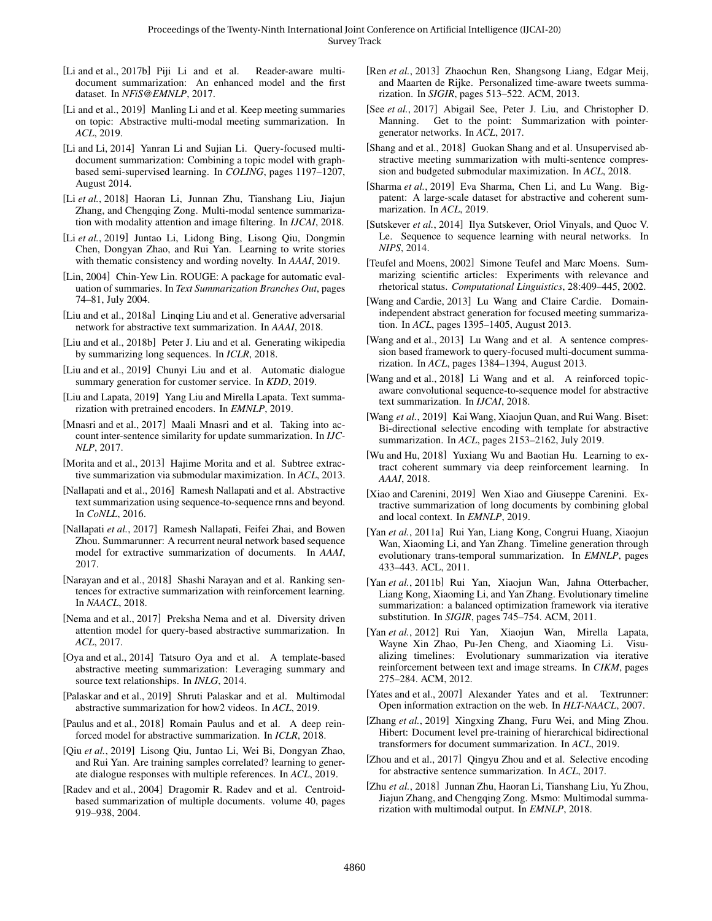[Li and et al., 2017b] Piji Li and et al. Reader-aware multi-document summarization: An enhanced model and the first dataset. In *NFiS@EMNLP*, 2017.

[Li and et al., 2019] Manling Li and et al. Keep meeting summaries on topic: Abstractive multi-modal meeting summarization. In *ACL*, 2019.

[Li and Li, 2014] Yanran Li and Sujian Li. Query-focused multi-document summarization: Combining a topic model with graph-based semi-supervised learning. In *COLING*, pages 1197–1207, August 2014.

[Li *et al.*, 2018] Haoran Li, Junnan Zhu, Tianshang Liu, Jiajun Zhang, and Chengqing Zong. Multi-modal sentence summarization with modality attention and image filtering. In *IJCAI*, 2018.

[Li *et al.*, 2019] Juntao Li, Lidong Bing, Lisong Qiu, Dongmin Chen, Dongyan Zhao, and Rui Yan. Learning to write stories with thematic consistency and wording novelty. In *AAAI*, 2019.

[Lin, 2004] Chin-Yew Lin. ROUGE: A package for automatic evaluation of summaries. In *Text Summarization Branches Out*, pages 74–81, July 2004.

[Liu and et al., 2018a] Linqing Liu and et al. Generative adversarial network for abstractive text summarization. In *AAAI*, 2018.

[Liu and et al., 2018b] Peter J. Liu and et al. Generating wikipedia by summarizing long sequences. In *ICLR*, 2018.

[Liu and et al., 2019] Chunyi Liu and et al. Automatic dialogue summary generation for customer service. In *KDD*, 2019.

[Liu and Lapata, 2019] Yang Liu and Mirella Lapata. Text summarization with pretrained encoders. In *EMNLP*, 2019.

[Mnasri and et al., 2017] Maali Mnasri and et al. Taking into account inter-sentence similarity for update summarization. In *IJCNLP*, 2017.

[Morita and et al., 2013] Hajime Morita and et al. Subtree extractive summarization via submodular maximization. In *ACL*, 2013.

[Nallapati and et al., 2016] Ramesh Nallapati and et al. Abstractive text summarization using sequence-to-sequence rnns and beyond. In *CoNLL*, 2016.

[Nallapati *et al.*, 2017] Ramesh Nallapati, Feifei Zhai, and Bowen Zhou. Summarunner: A recurrent neural network based sequence model for extractive summarization of documents. In *AAAI*, 2017.

[Narayan and et al., 2018] Shashi Narayan and et al. Ranking sentences for extractive summarization with reinforcement learning. In *NAACL*, 2018.

[Nema and et al., 2017] Preksha Nema and et al. Diversity driven attention model for query-based abstractive summarization. In *ACL*, 2017.

[Oya and et al., 2014] Tatsuro Oya and et al. A template-based abstractive meeting summarization: Leveraging summary and source text relationships. In *INLG*, 2014.

[Palaskar and et al., 2019] Shruti Palaskar and et al. Multimodal abstractive summarization for how2 videos. In *ACL*, 2019.

[Paulus and et al., 2018] Romain Paulus and et al. A deep reinforced model for abstractive summarization. In *ICLR*, 2018.

[Qiu *et al.*, 2019] Lisong Qiu, Juntao Li, Wei Bi, Dongyan Zhao, and Rui Yan. Are training samples correlated? learning to generate dialogue responses with multiple references. In *ACL*, 2019.

[Radev and et al., 2004] Dragomir R. Radev and et al. Centroid-based summarization of multiple documents. volume 40, pages 919–938, 2004.

[Ren *et al.*, 2013] Zhaochun Ren, Shangsong Liang, Edgar Meij, and Maarten de Rijke. Personalized time-aware tweets summarization. In *SIGIR*, pages 513–522. ACM, 2013.

[See *et al.*, 2017] Abigail See, Peter J. Liu, and Christopher D. Manning. Get to the point: Summarization with pointer-generator networks. In *ACL*, 2017.

[Shang and et al., 2018] Guokan Shang and et al. Unsupervised abstractive meeting summarization with multi-sentence compression and budgeted submodular maximization. In *ACL*, 2018.

[Sharma *et al.*, 2019] Eva Sharma, Chen Li, and Lu Wang. Bigpatent: A large-scale dataset for abstractive and coherent summarization. In *ACL*, 2019.

[Sutskever *et al.*, 2014] Ilya Sutskever, Oriol Vinyals, and Quoc V. Le. Sequence to sequence learning with neural networks. In *NIPS*, 2014.

[Teufel and Moens, 2002] Simone Teufel and Marc Moens. Summarizing scientific articles: Experiments with relevance and rhetorical status. *Computational Linguistics*, 28:409–445, 2002.

[Wang and Cardie, 2013] Lu Wang and Claire Cardie. Domain-independent abstract generation for focused meeting summarization. In *ACL*, pages 1395–1405, August 2013.

[Wang and et al., 2013] Lu Wang and et al. A sentence compression based framework to query-focused multi-document summarization. In *ACL*, pages 1384–1394, August 2013.

[Wang and et al., 2018] Li Wang and et al. A reinforced topic-aware convolutional sequence-to-sequence model for abstractive text summarization. In *IJCAI*, 2018.

[Wang *et al.*, 2019] Kai Wang, Xiaojun Quan, and Rui Wang. Biset: Bi-directional selective encoding with template for abstractive summarization. In *ACL*, pages 2153–2162, July 2019.

[Wu and Hu, 2018] Yuxiang Wu and Baotian Hu. Learning to extract coherent summary via deep reinforcement learning. In *AAAI*, 2018.

[Xiao and Carenini, 2019] Wen Xiao and Giuseppe Carenini. Extractive summarization of long documents by combining global and local context. In *EMNLP*, 2019.

[Yan *et al.*, 2011a] Rui Yan, Liang Kong, Congrui Huang, Xiaojun Wan, Xiaoming Li, and Yan Zhang. Timeline generation through evolutionary trans-temporal summarization. In *EMNLP*, pages 433–443. ACL, 2011.

[Yan *et al.*, 2011b] Rui Yan, Xiaojun Wan, Jahna Otterbacher, Liang Kong, Xiaoming Li, and Yan Zhang. Evolutionary timeline summarization: a balanced optimization framework via iterative substitution. In *SIGIR*, pages 745–754. ACM, 2011.

[Yan *et al.*, 2012] Rui Yan, Xiaojun Wan, Mirella Lapata, Wayne Xin Zhao, Pu-Jen Cheng, and Xiaoming Li. Visualizing timelines: Evolutionary summarization via iterative reinforcement between text and image streams. In *CIKM*, pages 275–284. ACM, 2012.

[Yates and et al., 2007] Alexander Yates and et al. Textrunner: Open information extraction on the web. In *HLT-NAACL*, 2007.

[Zhang *et al.*, 2019] Xingxing Zhang, Furu Wei, and Ming Zhou. Hibert: Document level pre-training of hierarchical bidirectional transformers for document summarization. In *ACL*, 2019.

[Zhou and et al., 2017] Qingyu Zhou and et al. Selective encoding for abstractive sentence summarization. In *ACL*, 2017.

[Zhu *et al.*, 2018] Junnan Zhu, Haoran Li, Tianshang Liu, Yu Zhou, Jiajun Zhang, and Chengqing Zong. Msmo: Multimodal summarization with multimodal output. In *EMNLP*, 2018.